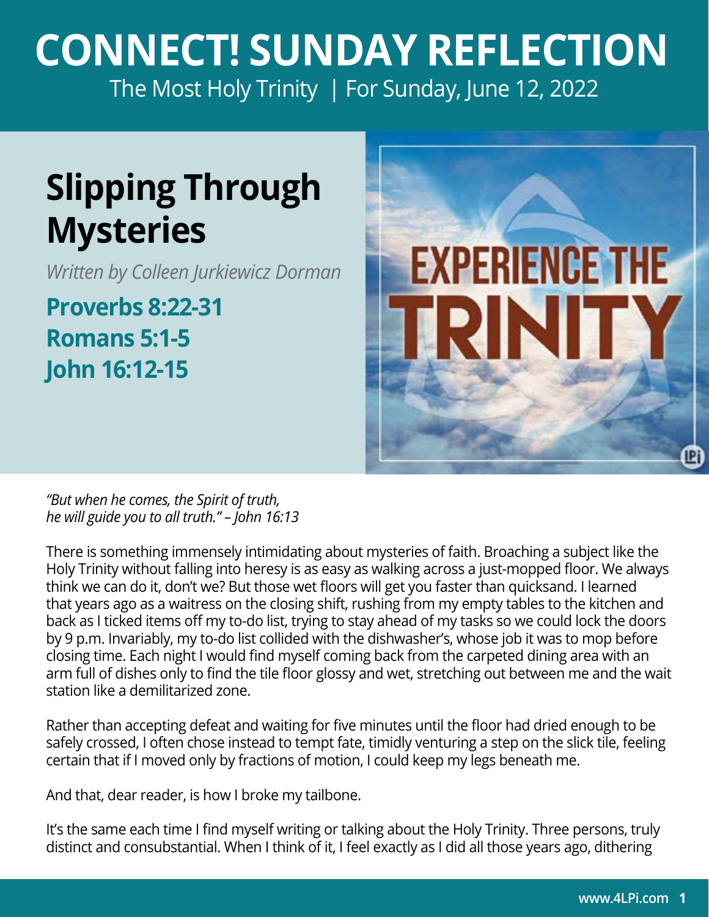# CONNECT! SUNDAY REFLECTION

The Most Holy Trinity | For Sunday, June 12, 2022

## Slipping Through Mysteries

*Written by Colleen Jurkiewicz Dorman*

**Proverbs 8:22-31**
**Romans 5:1-5**
**John 16:12-15**

*"But when he comes, the Spirit of truth, he will guide you to all truth." – John 16:13*

There is something immensely intimidating about mysteries of faith. Broaching a subject like the Holy Trinity without falling into heresy is as easy as walking across a just-mopped floor. We always think we can do it, don't we? But those wet floors will get you faster than quicksand. I learned that years ago as a waitress on the closing shift, rushing from my empty tables to the kitchen and back as I ticked items off my to-do list, trying to stay ahead of my tasks so we could lock the doors by 9 p.m. Invariably, my to-do list collided with the dishwasher's, whose job it was to mop before closing time. Each night I would find myself coming back from the carpeted dining area with an arm full of dishes only to find the tile floor glossy and wet, stretching out between me and the wait station like a demilitarized zone.

Rather than accepting defeat and waiting for five minutes until the floor had dried enough to be safely crossed, I often chose instead to tempt fate, timidly venturing a step on the slick tile, feeling certain that if I moved only by fractions of motion, I could keep my legs beneath me.

And that, dear reader, is how I broke my tailbone.

It's the same each time I find myself writing or talking about the Holy Trinity. Three persons, truly distinct and consubstantial. When I think of it, I feel exactly as I did all those years ago, dithering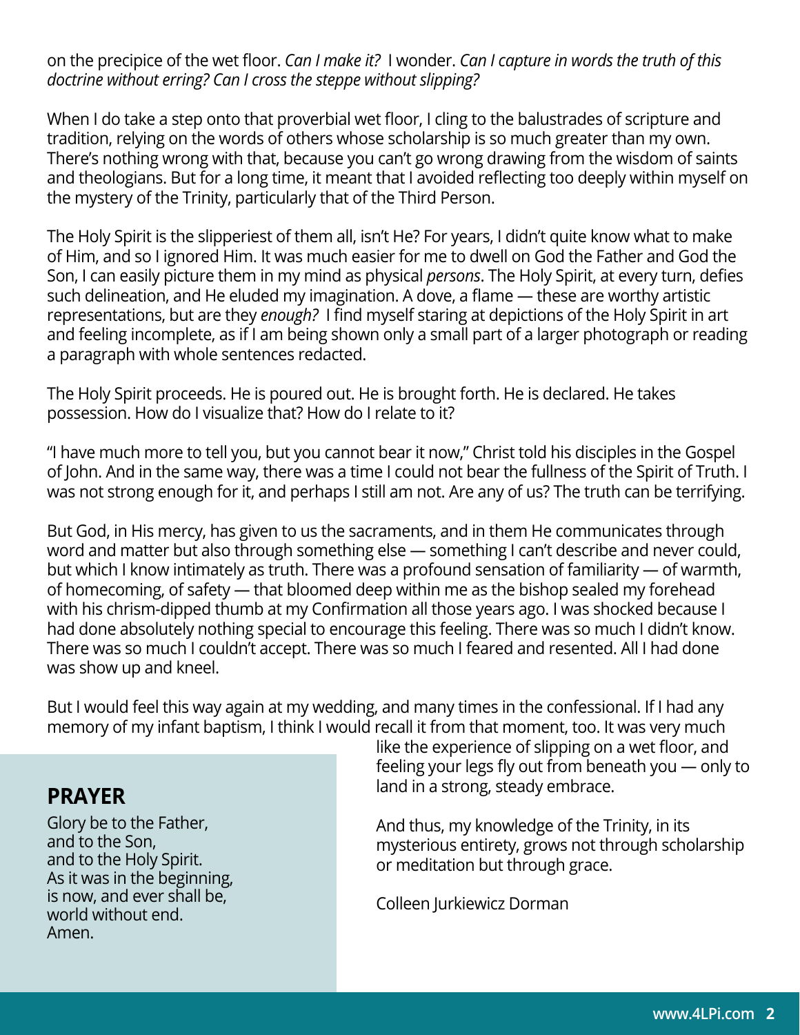on the precipice of the wet floor. *Can I make it?* I wonder. *Can I capture in words the truth of this doctrine without erring? Can I cross the steppe without slipping?*

When I do take a step onto that proverbial wet floor, I cling to the balustrades of scripture and tradition, relying on the words of others whose scholarship is so much greater than my own. There's nothing wrong with that, because you can't go wrong drawing from the wisdom of saints and theologians. But for a long time, it meant that I avoided reflecting too deeply within myself on the mystery of the Trinity, particularly that of the Third Person.

The Holy Spirit is the slipperiest of them all, isn't He? For years, I didn't quite know what to make of Him, and so I ignored Him. It was much easier for me to dwell on God the Father and God the Son, I can easily picture them in my mind as physical *persons*. The Holy Spirit, at every turn, defies such delineation, and He eluded my imagination. A dove, a flame — these are worthy artistic representations, but are they *enough?* I find myself staring at depictions of the Holy Spirit in art and feeling incomplete, as if I am being shown only a small part of a larger photograph or reading a paragraph with whole sentences redacted.

The Holy Spirit proceeds. He is poured out. He is brought forth. He is declared. He takes possession. How do I visualize that? How do I relate to it?

"I have much more to tell you, but you cannot bear it now," Christ told his disciples in the Gospel of John. And in the same way, there was a time I could not bear the fullness of the Spirit of Truth. I was not strong enough for it, and perhaps I still am not. Are any of us? The truth can be terrifying.

But God, in His mercy, has given to us the sacraments, and in them He communicates through word and matter but also through something else — something I can't describe and never could, but which I know intimately as truth. There was a profound sensation of familiarity — of warmth, of homecoming, of safety — that bloomed deep within me as the bishop sealed my forehead with his chrism-dipped thumb at my Confirmation all those years ago. I was shocked because I had done absolutely nothing special to encourage this feeling. There was so much I didn't know. There was so much I couldn't accept. There was so much I feared and resented. All I had done was show up and kneel.

But I would feel this way again at my wedding, and many times in the confessional. If I had any memory of my infant baptism, I think I would recall it from that moment, too. It was very much like the experience of slipping on a wet floor, and feeling your legs fly out from beneath you — only to land in a strong, steady embrace.

And thus, my knowledge of the Trinity, in its mysterious entirety, grows not through scholarship or meditation but through grace.

Colleen Jurkiewicz Dorman

## PRAYER

Glory be to the Father,
and to the Son,
and to the Holy Spirit.
As it was in the beginning,
is now, and ever shall be,
world without end.
Amen.